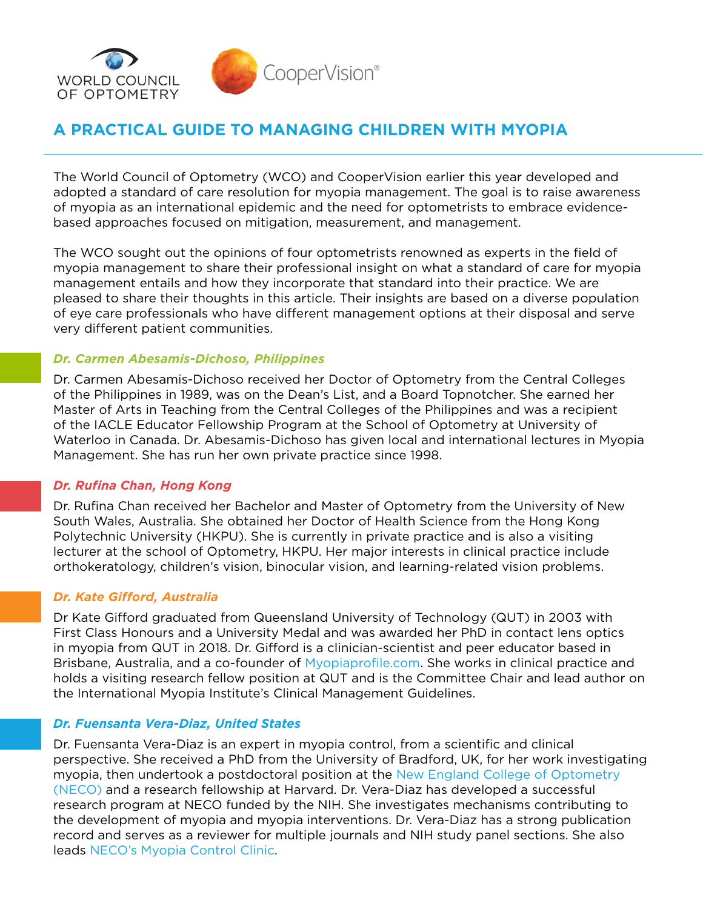WORLD COUNCIL OF OPTOMETRY

CooperVision®

# A PRACTICAL GUIDE TO MANAGING CHILDREN WITH MYOPIA

The World Council of Optometry (WCO) and CooperVision earlier this year developed and adopted a standard of care resolution for myopia management. The goal is to raise awareness of myopia as an international epidemic and the need for optometrists to embrace evidence-based approaches focused on mitigation, measurement, and management.

The WCO sought out the opinions of four optometrists renowned as experts in the field of myopia management to share their professional insight on what a standard of care for myopia management entails and how they incorporate that standard into their practice. We are pleased to share their thoughts in this article. Their insights are based on a diverse population of eye care professionals who have different management options at their disposal and serve very different patient communities.

***Dr. Carmen Abesamis-Dichoso, Philippines***

Dr. Carmen Abesamis-Dichoso received her Doctor of Optometry from the Central Colleges of the Philippines in 1989, was on the Dean's List, and a Board Topnotcher. She earned her Master of Arts in Teaching from the Central Colleges of the Philippines and was a recipient of the IACLE Educator Fellowship Program at the School of Optometry at University of Waterloo in Canada. Dr. Abesamis-Dichoso has given local and international lectures in Myopia Management. She has run her own private practice since 1998.

***Dr. Rufina Chan, Hong Kong***

Dr. Rufina Chan received her Bachelor and Master of Optometry from the University of New South Wales, Australia. She obtained her Doctor of Health Science from the Hong Kong Polytechnic University (HKPU). She is currently in private practice and is also a visiting lecturer at the school of Optometry, HKPU. Her major interests in clinical practice include orthokeratology, children's vision, binocular vision, and learning-related vision problems.

***Dr. Kate Gifford, Australia***

Dr Kate Gifford graduated from Queensland University of Technology (QUT) in 2003 with First Class Honours and a University Medal and was awarded her PhD in contact lens optics in myopia from QUT in 2018. Dr. Gifford is a clinician-scientist and peer educator based in Brisbane, Australia, and a co-founder of Myopiaprofile.com. She works in clinical practice and holds a visiting research fellow position at QUT and is the Committee Chair and lead author on the International Myopia Institute's Clinical Management Guidelines.

***Dr. Fuensanta Vera-Diaz, United States***

Dr. Fuensanta Vera-Diaz is an expert in myopia control, from a scientific and clinical perspective. She received a PhD from the University of Bradford, UK, for her work investigating myopia, then undertook a postdoctoral position at the New England College of Optometry (NECO) and a research fellowship at Harvard. Dr. Vera-Diaz has developed a successful research program at NECO funded by the NIH. She investigates mechanisms contributing to the development of myopia and myopia interventions. Dr. Vera-Diaz has a strong publication record and serves as a reviewer for multiple journals and NIH study panel sections. She also leads NECO's Myopia Control Clinic.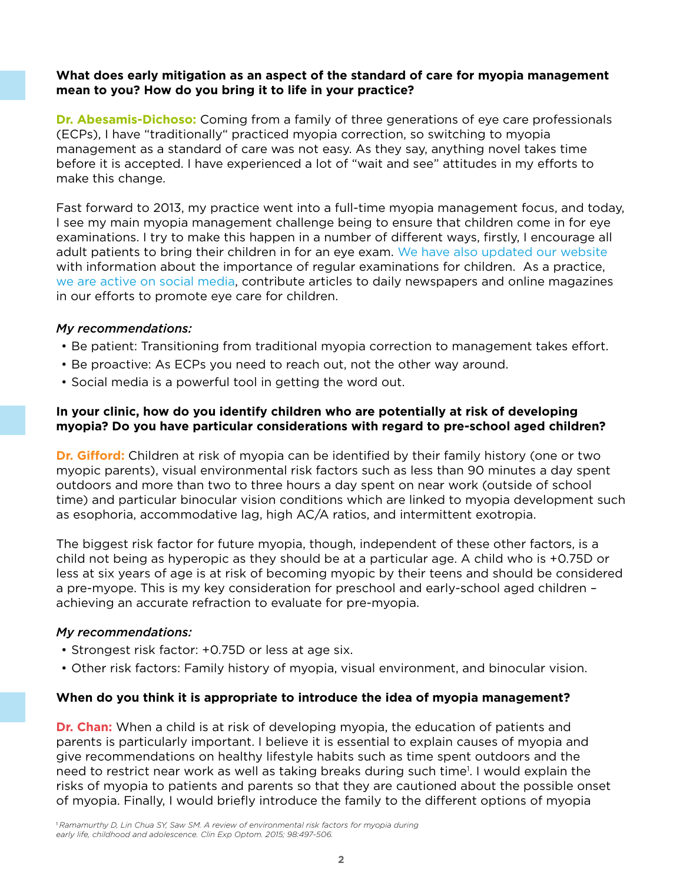**What does early mitigation as an aspect of the standard of care for myopia management mean to you? How do you bring it to life in your practice?**

**Dr. Abesamis-Dichoso:** Coming from a family of three generations of eye care professionals (ECPs), I have "traditionally" practiced myopia correction, so switching to myopia management as a standard of care was not easy. As they say, anything novel takes time before it is accepted. I have experienced a lot of "wait and see" attitudes in my efforts to make this change.

Fast forward to 2013, my practice went into a full-time myopia management focus, and today, I see my main myopia management challenge being to ensure that children come in for eye examinations. I try to make this happen in a number of different ways, firstly, I encourage all adult patients to bring their children in for an eye exam. We have also updated our website with information about the importance of regular examinations for children. As a practice, we are active on social media, contribute articles to daily newspapers and online magazines in our efforts to promote eye care for children.

*My recommendations:*

- Be patient: Transitioning from traditional myopia correction to management takes effort.
- Be proactive: As ECPs you need to reach out, not the other way around.
- Social media is a powerful tool in getting the word out.

**In your clinic, how do you identify children who are potentially at risk of developing myopia? Do you have particular considerations with regard to pre-school aged children?**

**Dr. Gifford:** Children at risk of myopia can be identified by their family history (one or two myopic parents), visual environmental risk factors such as less than 90 minutes a day spent outdoors and more than two to three hours a day spent on near work (outside of school time) and particular binocular vision conditions which are linked to myopia development such as esophoria, accommodative lag, high AC/A ratios, and intermittent exotropia.

The biggest risk factor for future myopia, though, independent of these other factors, is a child not being as hyperopic as they should be at a particular age. A child who is +0.75D or less at six years of age is at risk of becoming myopic by their teens and should be considered a pre-myope. This is my key consideration for preschool and early-school aged children – achieving an accurate refraction to evaluate for pre-myopia.

*My recommendations:*

- Strongest risk factor: +0.75D or less at age six.
- Other risk factors: Family history of myopia, visual environment, and binocular vision.

**When do you think it is appropriate to introduce the idea of myopia management?**

**Dr. Chan:** When a child is at risk of developing myopia, the education of patients and parents is particularly important. I believe it is essential to explain causes of myopia and give recommendations on healthy lifestyle habits such as time spent outdoors and the need to restrict near work as well as taking breaks during such time[1]. I would explain the risks of myopia to patients and parents so that they are cautioned about the possible onset of myopia. Finally, I would briefly introduce the family to the different options of myopia

[1] *Ramamurthy D, Lin Chua SY, Saw SM. A review of environmental risk factors for myopia during early life, childhood and adolescence. Clin Exp Optom. 2015; 98:497-506.*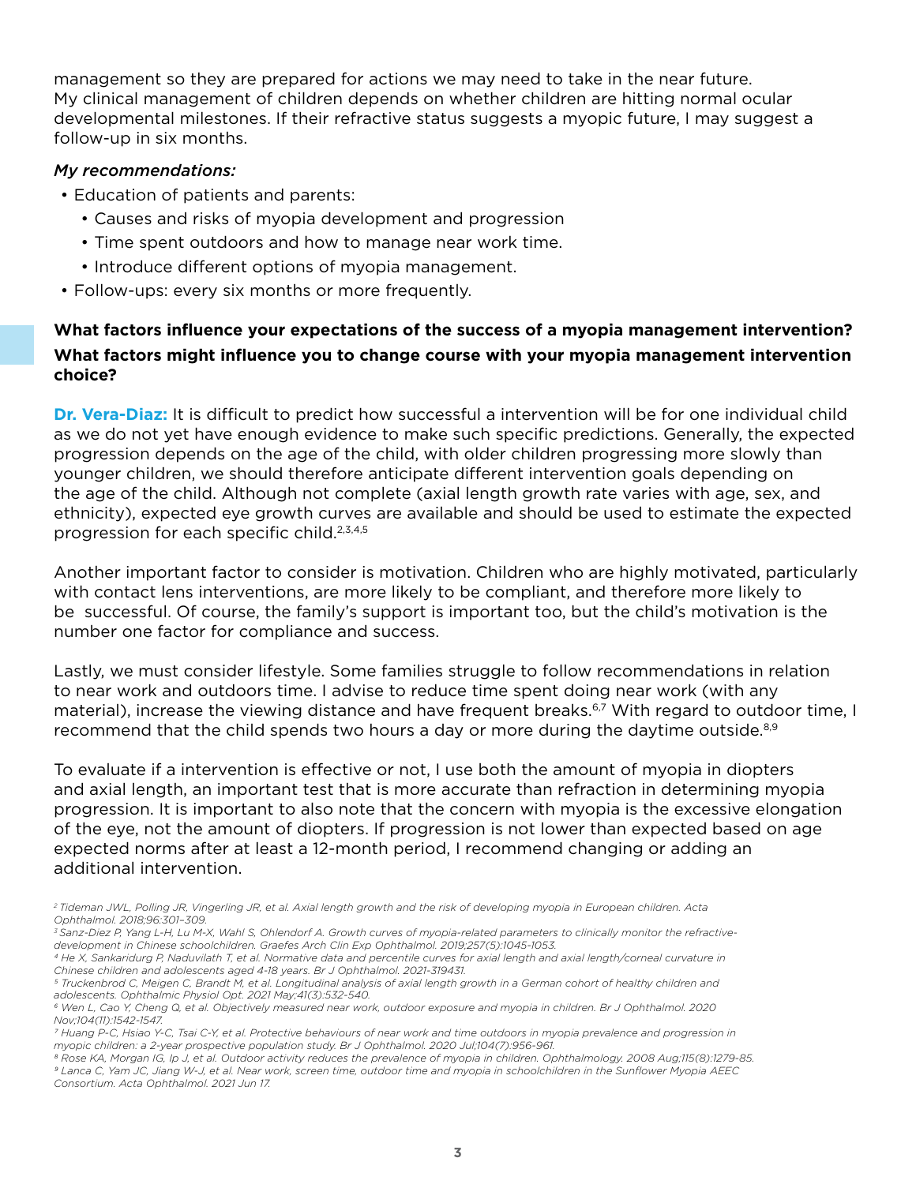management so they are prepared for actions we may need to take in the near future. My clinical management of children depends on whether children are hitting normal ocular developmental milestones. If their refractive status suggests a myopic future, I may suggest a follow-up in six months.

*My recommendations:*

- Education of patients and parents:
  - Causes and risks of myopia development and progression
  - Time spent outdoors and how to manage near work time.
  - Introduce different options of myopia management.
- Follow-ups: every six months or more frequently.

**What factors influence your expectations of the success of a myopia management intervention? What factors might influence you to change course with your myopia management intervention choice?**

**Dr. Vera-Diaz:** It is difficult to predict how successful a intervention will be for one individual child as we do not yet have enough evidence to make such specific predictions. Generally, the expected progression depends on the age of the child, with older children progressing more slowly than younger children, we should therefore anticipate different intervention goals depending on the age of the child. Although not complete (axial length growth rate varies with age, sex, and ethnicity), expected eye growth curves are available and should be used to estimate the expected progression for each specific child.[2,3,4,5]

Another important factor to consider is motivation. Children who are highly motivated, particularly with contact lens interventions, are more likely to be compliant, and therefore more likely to be successful. Of course, the family's support is important too, but the child's motivation is the number one factor for compliance and success.

Lastly, we must consider lifestyle. Some families struggle to follow recommendations in relation to near work and outdoors time. I advise to reduce time spent doing near work (with any material), increase the viewing distance and have frequent breaks.[6,7] With regard to outdoor time, I recommend that the child spends two hours a day or more during the daytime outside.[8,9]

To evaluate if a intervention is effective or not, I use both the amount of myopia in diopters and axial length, an important test that is more accurate than refraction in determining myopia progression. It is important to also note that the concern with myopia is the excessive elongation of the eye, not the amount of diopters. If progression is not lower than expected based on age expected norms after at least a 12-month period, I recommend changing or adding an additional intervention.

*[2] Tideman JWL, Polling JR, Vingerling JR, et al. Axial length growth and the risk of developing myopia in European children. Acta Ophthalmol. 2018;96:301–309.*
*[3] Sanz-Diez P, Yang L-H, Lu M-X, Wahl S, Ohlendorf A. Growth curves of myopia-related parameters to clinically monitor the refractive-development in Chinese schoolchildren. Graefes Arch Clin Exp Ophthalmol. 2019;257(5):1045-1053.*
*[4] He X, Sankaridurg P, Naduvilath T, et al. Normative data and percentile curves for axial length and axial length/corneal curvature in Chinese children and adolescents aged 4-18 years. Br J Ophthalmol. 2021-319431.*
*[5] Truckenbrod C, Meigen C, Brandt M, et al. Longitudinal analysis of axial length growth in a German cohort of healthy children and adolescents. Ophthalmic Physiol Opt. 2021 May;41(3):532-540.*
*[6] Wen L, Cao Y, Cheng Q, et al. Objectively measured near work, outdoor exposure and myopia in children. Br J Ophthalmol. 2020 Nov;104(11):1542-1547.*
*[7] Huang P-C, Hsiao Y-C, Tsai C-Y, et al. Protective behaviours of near work and time outdoors in myopia prevalence and progression in myopic children: a 2-year prospective population study. Br J Ophthalmol. 2020 Jul;104(7):956-961.*
*[8] Rose KA, Morgan IG, Ip J, et al. Outdoor activity reduces the prevalence of myopia in children. Ophthalmology. 2008 Aug;115(8):1279-85.*
*[9] Lanca C, Yam JC, Jiang W-J, et al. Near work, screen time, outdoor time and myopia in schoolchildren in the Sunflower Myopia AEEC Consortium. Acta Ophthalmol. 2021 Jun 17.*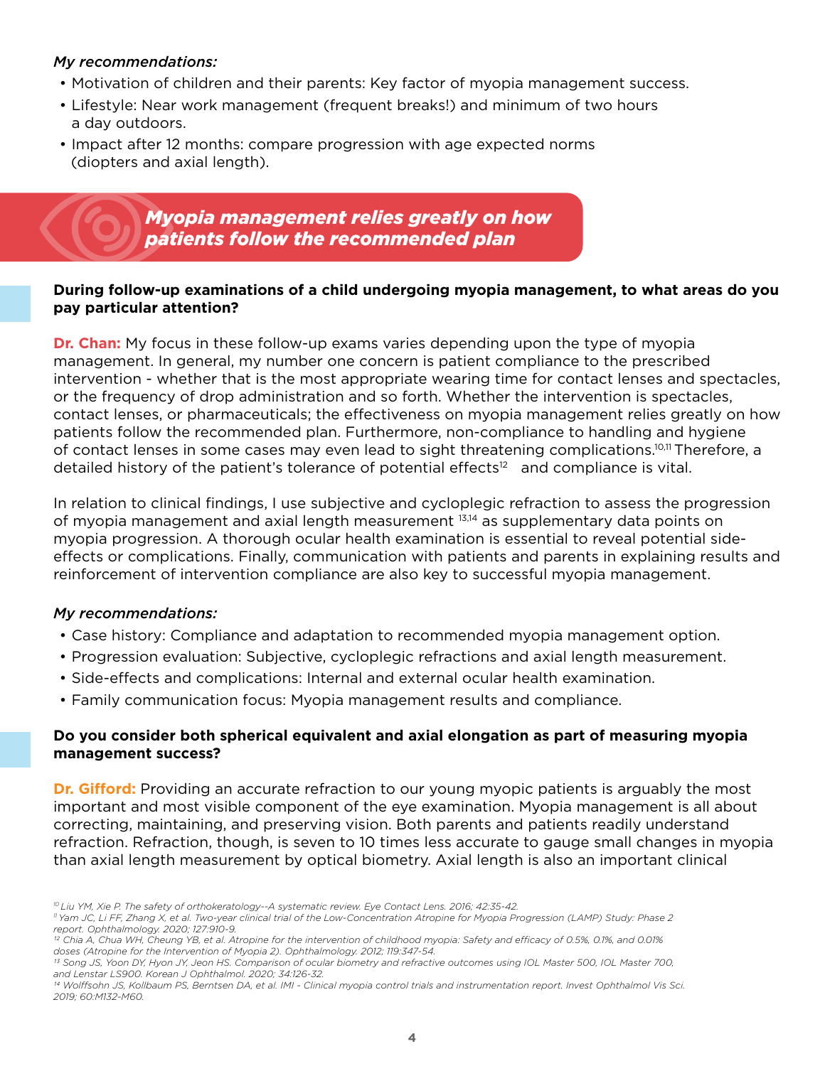*My recommendations:*

- Motivation of children and their parents: Key factor of myopia management success.
- Lifestyle: Near work management (frequent breaks!) and minimum of two hours a day outdoors.
- Impact after 12 months: compare progression with age expected norms (diopters and axial length).

## *Myopia management relies greatly on how patients follow the recommended plan*

**During follow-up examinations of a child undergoing myopia management, to what areas do you pay particular attention?**

**Dr. Chan:** My focus in these follow-up exams varies depending upon the type of myopia management. In general, my number one concern is patient compliance to the prescribed intervention - whether that is the most appropriate wearing time for contact lenses and spectacles, or the frequency of drop administration and so forth. Whether the intervention is spectacles, contact lenses, or pharmaceuticals; the effectiveness on myopia management relies greatly on how patients follow the recommended plan. Furthermore, non-compliance to handling and hygiene of contact lenses in some cases may even lead to sight threatening complications.[10,11] Therefore, a detailed history of the patient's tolerance of potential effects[12] and compliance is vital.

In relation to clinical findings, I use subjective and cycloplegic refraction to assess the progression of myopia management and axial length measurement [13,14] as supplementary data points on myopia progression. A thorough ocular health examination is essential to reveal potential side-effects or complications. Finally, communication with patients and parents in explaining results and reinforcement of intervention compliance are also key to successful myopia management.

*My recommendations:*

- Case history: Compliance and adaptation to recommended myopia management option.
- Progression evaluation: Subjective, cycloplegic refractions and axial length measurement.
- Side-effects and complications: Internal and external ocular health examination.
- Family communication focus: Myopia management results and compliance.

**Do you consider both spherical equivalent and axial elongation as part of measuring myopia management success?**

**Dr. Gifford:** Providing an accurate refraction to our young myopic patients is arguably the most important and most visible component of the eye examination. Myopia management is all about correcting, maintaining, and preserving vision. Both parents and patients readily understand refraction. Refraction, though, is seven to 10 times less accurate to gauge small changes in myopia than axial length measurement by optical biometry. Axial length is also an important clinical

[10] Liu YM, Xie P. The safety of orthokeratology--A systematic review. Eye Contact Lens. 2016; 42:35-42.

[11] Yam JC, Li FF, Zhang X, et al. Two-year clinical trial of the Low-Concentration Atropine for Myopia Progression (LAMP) Study: Phase 2 report. Ophthalmology. 2020; 127:910-9.

[12] Chia A, Chua WH, Cheung YB, et al. Atropine for the intervention of childhood myopia: Safety and efficacy of 0.5%, 0.1%, and 0.01% doses (Atropine for the Intervention of Myopia 2). Ophthalmology. 2012; 119:347-54.

[13] Song JS, Yoon DY, Hyon JY, Jeon HS. Comparison of ocular biometry and refractive outcomes using IOL Master 500, IOL Master 700, and Lenstar LS900. Korean J Ophthalmol. 2020; 34:126-32.

[14] Wolffsohn JS, Kollbaum PS, Berntsen DA, et al. IMI - Clinical myopia control trials and instrumentation report. Invest Ophthalmol Vis Sci. 2019; 60:M132-M60.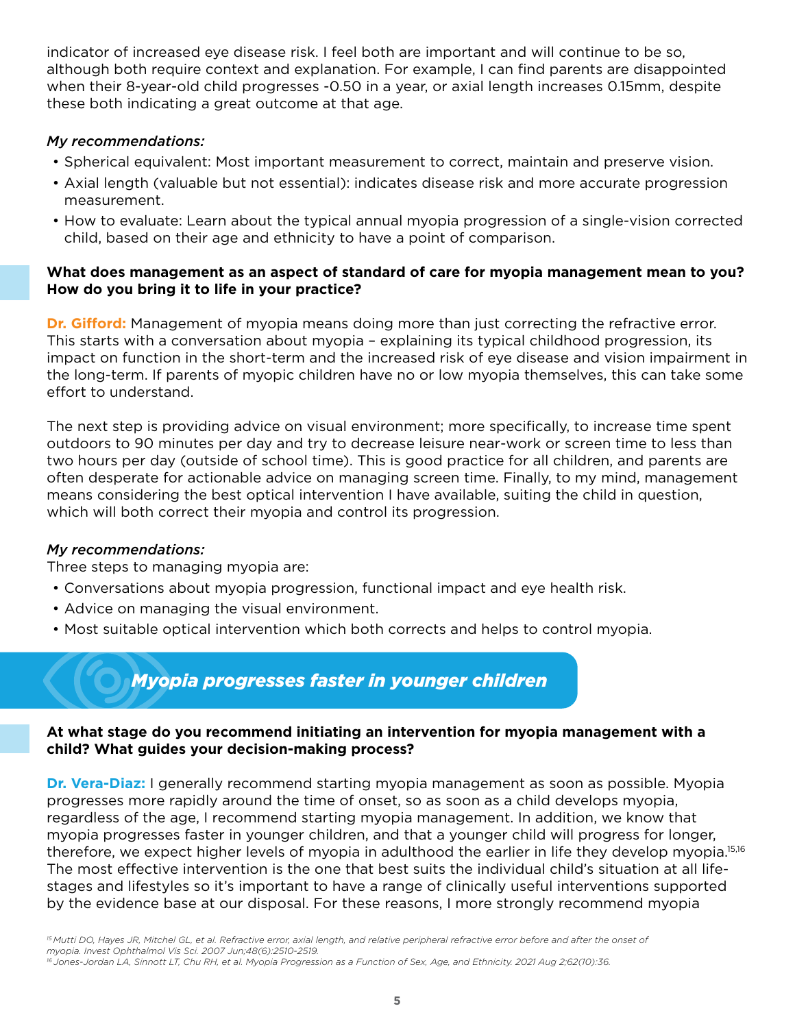indicator of increased eye disease risk. I feel both are important and will continue to be so, although both require context and explanation. For example, I can find parents are disappointed when their 8-year-old child progresses -0.50 in a year, or axial length increases 0.15mm, despite these both indicating a great outcome at that age.

*My recommendations:*

- Spherical equivalent: Most important measurement to correct, maintain and preserve vision.
- Axial length (valuable but not essential): indicates disease risk and more accurate progression measurement.
- How to evaluate: Learn about the typical annual myopia progression of a single-vision corrected child, based on their age and ethnicity to have a point of comparison.

**What does management as an aspect of standard of care for myopia management mean to you? How do you bring it to life in your practice?**

**Dr. Gifford:** Management of myopia means doing more than just correcting the refractive error. This starts with a conversation about myopia – explaining its typical childhood progression, its impact on function in the short-term and the increased risk of eye disease and vision impairment in the long-term. If parents of myopic children have no or low myopia themselves, this can take some effort to understand.

The next step is providing advice on visual environment; more specifically, to increase time spent outdoors to 90 minutes per day and try to decrease leisure near-work or screen time to less than two hours per day (outside of school time). This is good practice for all children, and parents are often desperate for actionable advice on managing screen time. Finally, to my mind, management means considering the best optical intervention I have available, suiting the child in question, which will both correct their myopia and control its progression.

*My recommendations:*

Three steps to managing myopia are:

- Conversations about myopia progression, functional impact and eye health risk.
- Advice on managing the visual environment.
- Most suitable optical intervention which both corrects and helps to control myopia.

## *Myopia progresses faster in younger children*

**At what stage do you recommend initiating an intervention for myopia management with a child? What guides your decision-making process?**

**Dr. Vera-Diaz:** I generally recommend starting myopia management as soon as possible. Myopia progresses more rapidly around the time of onset, so as soon as a child develops myopia, regardless of the age, I recommend starting myopia management. In addition, we know that myopia progresses faster in younger children, and that a younger child will progress for longer, therefore, we expect higher levels of myopia in adulthood the earlier in life they develop myopia.[15,16] The most effective intervention is the one that best suits the individual child's situation at all life-stages and lifestyles so it's important to have a range of clinically useful interventions supported by the evidence base at our disposal. For these reasons, I more strongly recommend myopia

[15] *Mutti DO, Hayes JR, Mitchel GL, et al. Refractive error, axial length, and relative peripheral refractive error before and after the onset of myopia. Invest Ophthalmol Vis Sci. 2007 Jun;48(6):2510-2519.*

[16] *Jones-Jordan LA, Sinnott LT, Chu RH, et al. Myopia Progression as a Function of Sex, Age, and Ethnicity. 2021 Aug 2;62(10):36.*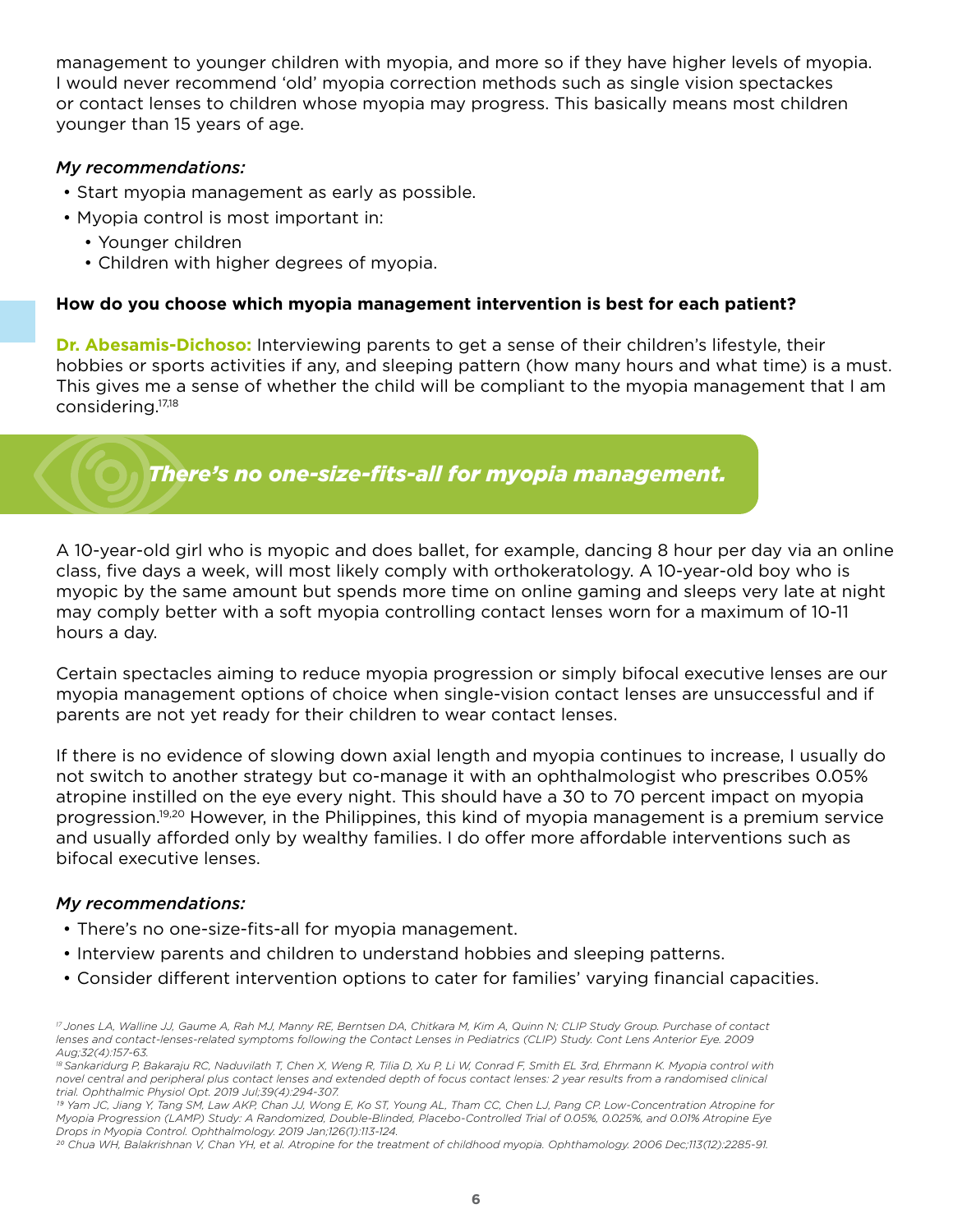management to younger children with myopia, and more so if they have higher levels of myopia. I would never recommend 'old' myopia correction methods such as single vision spectackes or contact lenses to children whose myopia may progress. This basically means most children younger than 15 years of age.

***My recommendations:***

- Start myopia management as early as possible.
- Myopia control is most important in:
  - Younger children
  - Children with higher degrees of myopia.

**How do you choose which myopia management intervention is best for each patient?**

**Dr. Abesamis-Dichoso:** Interviewing parents to get a sense of their children's lifestyle, their hobbies or sports activities if any, and sleeping pattern (how many hours and what time) is a must. This gives me a sense of whether the child will be compliant to the myopia management that I am considering.[17,18]

***There's no one-size-fits-all for myopia management.***

A 10-year-old girl who is myopic and does ballet, for example, dancing 8 hour per day via an online class, five days a week, will most likely comply with orthokeratology. A 10-year-old boy who is myopic by the same amount but spends more time on online gaming and sleeps very late at night may comply better with a soft myopia controlling contact lenses worn for a maximum of 10-11 hours a day.

Certain spectacles aiming to reduce myopia progression or simply bifocal executive lenses are our myopia management options of choice when single-vision contact lenses are unsuccessful and if parents are not yet ready for their children to wear contact lenses.

If there is no evidence of slowing down axial length and myopia continues to increase, I usually do not switch to another strategy but co-manage it with an ophthalmologist who prescribes 0.05% atropine instilled on the eye every night. This should have a 30 to 70 percent impact on myopia progression.[19,20] However, in the Philippines, this kind of myopia management is a premium service and usually afforded only by wealthy families. I do offer more affordable interventions such as bifocal executive lenses.

***My recommendations:***

- There's no one-size-fits-all for myopia management.
- Interview parents and children to understand hobbies and sleeping patterns.
- Consider different intervention options to cater for families' varying financial capacities.

*[17] Jones LA, Walline JJ, Gaume A, Rah MJ, Manny RE, Berntsen DA, Chitkara M, Kim A, Quinn N; CLIP Study Group. Purchase of contact lenses and contact-lenses-related symptoms following the Contact Lenses in Pediatrics (CLIP) Study. Cont Lens Anterior Eye. 2009 Aug;32(4):157-63.*

*[18] Sankaridurg P, Bakaraju RC, Naduvilath T, Chen X, Weng R, Tilia D, Xu P, Li W, Conrad F, Smith EL 3rd, Ehrmann K. Myopia control with novel central and peripheral plus contact lenses and extended depth of focus contact lenses: 2 year results from a randomised clinical trial. Ophthalmic Physiol Opt. 2019 Jul;39(4):294-307.*

*[19] Yam JC, Jiang Y, Tang SM, Law AKP, Chan JJ, Wong E, Ko ST, Young AL, Tham CC, Chen LJ, Pang CP. Low-Concentration Atropine for Myopia Progression (LAMP) Study: A Randomized, Double-Blinded, Placebo-Controlled Trial of 0.05%, 0.025%, and 0.01% Atropine Eye Drops in Myopia Control. Ophthalmology. 2019 Jan;126(1):113-124.*

*[20] Chua WH, Balakrishnan V, Chan YH, et al. Atropine for the treatment of childhood myopia. Ophthamology. 2006 Dec;113(12):2285-91.*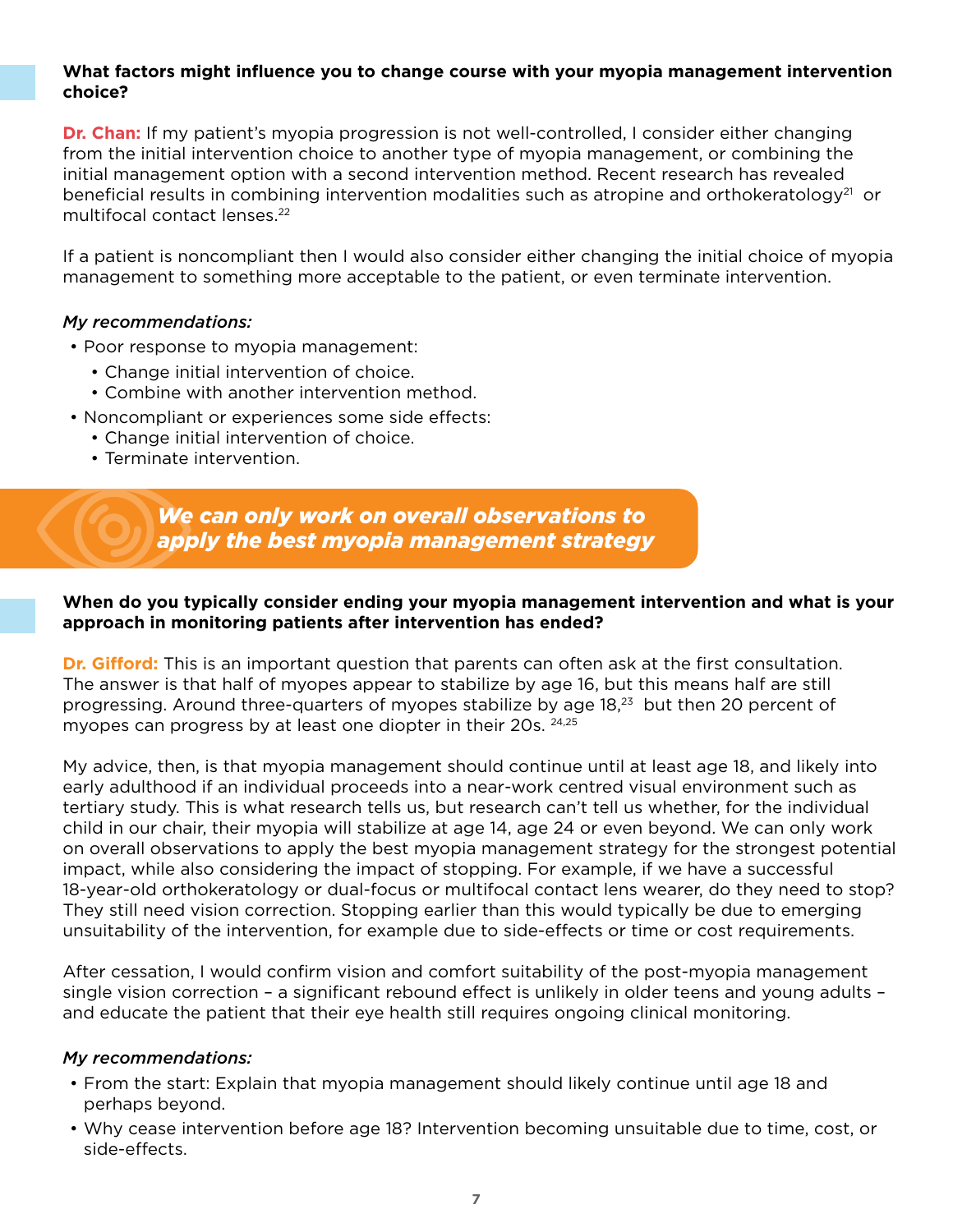### What factors might influence you to change course with your myopia management intervention choice?

**Dr. Chan:** If my patient's myopia progression is not well-controlled, I consider either changing from the initial intervention choice to another type of myopia management, or combining the initial management option with a second intervention method. Recent research has revealed beneficial results in combining intervention modalities such as atropine and orthokeratology[21] or multifocal contact lenses.[22]

If a patient is noncompliant then I would also consider either changing the initial choice of myopia management to something more acceptable to the patient, or even terminate intervention.

*My recommendations:*

- Poor response to myopia management:
  - Change initial intervention of choice.
  - Combine with another intervention method.
- Noncompliant or experiences some side effects:
  - Change initial intervention of choice.
  - Terminate intervention.

> ***We can only work on overall observations to apply the best myopia management strategy***

### When do you typically consider ending your myopia management intervention and what is your approach in monitoring patients after intervention has ended?

**Dr. Gifford:** This is an important question that parents can often ask at the first consultation. The answer is that half of myopes appear to stabilize by age 16, but this means half are still progressing. Around three-quarters of myopes stabilize by age 18,[23] but then 20 percent of myopes can progress by at least one diopter in their 20s.[24,25]

My advice, then, is that myopia management should continue until at least age 18, and likely into early adulthood if an individual proceeds into a near-work centred visual environment such as tertiary study. This is what research tells us, but research can't tell us whether, for the individual child in our chair, their myopia will stabilize at age 14, age 24 or even beyond. We can only work on overall observations to apply the best myopia management strategy for the strongest potential impact, while also considering the impact of stopping. For example, if we have a successful 18-year-old orthokeratology or dual-focus or multifocal contact lens wearer, do they need to stop? They still need vision correction. Stopping earlier than this would typically be due to emerging unsuitability of the intervention, for example due to side-effects or time or cost requirements.

After cessation, I would confirm vision and comfort suitability of the post-myopia management single vision correction – a significant rebound effect is unlikely in older teens and young adults – and educate the patient that their eye health still requires ongoing clinical monitoring.

*My recommendations:*

- From the start: Explain that myopia management should likely continue until age 18 and perhaps beyond.
- Why cease intervention before age 18? Intervention becoming unsuitable due to time, cost, or side-effects.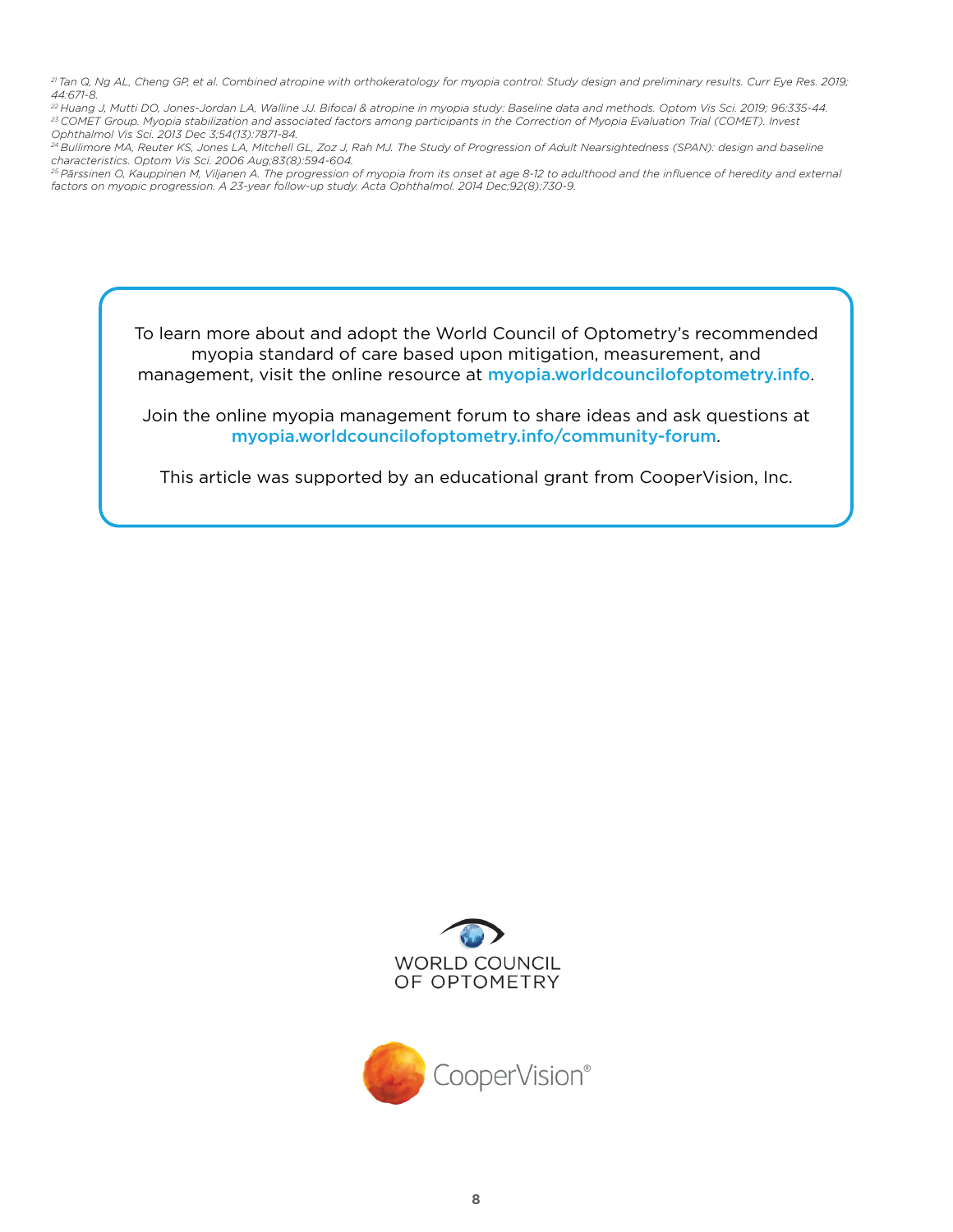[21] Tan Q, Ng AL, Cheng GP, et al. Combined atropine with orthokeratology for myopia control: Study design and preliminary results. Curr Eye Res. 2019; 44:671-8.
[22] Huang J, Mutti DO, Jones-Jordan LA, Walline JJ. Bifocal & atropine in myopia study: Baseline data and methods. Optom Vis Sci. 2019; 96:335-44.
[23] COMET Group. Myopia stabilization and associated factors among participants in the Correction of Myopia Evaluation Trial (COMET). Invest Ophthalmol Vis Sci. 2013 Dec 3;54(13):7871-84.
[24] Bullimore MA, Reuter KS, Jones LA, Mitchell GL, Zoz J, Rah MJ. The Study of Progression of Adult Nearsightedness (SPAN): design and baseline characteristics. Optom Vis Sci. 2006 Aug;83(8):594-604.
[25] Pärssinen O, Kauppinen M, Viljanen A. The progression of myopia from its onset at age 8-12 to adulthood and the influence of heredity and external factors on myopic progression. A 23-year follow-up study. Acta Ophthalmol. 2014 Dec;92(8):730-9.

To learn more about and adopt the World Council of Optometry's recommended myopia standard of care based upon mitigation, measurement, and management, visit the online resource at myopia.worldcouncilofoptometry.info.

Join the online myopia management forum to share ideas and ask questions at myopia.worldcouncilofoptometry.info/community-forum.

This article was supported by an educational grant from CooperVision, Inc.

WORLD COUNCIL OF OPTOMETRY

CooperVision®